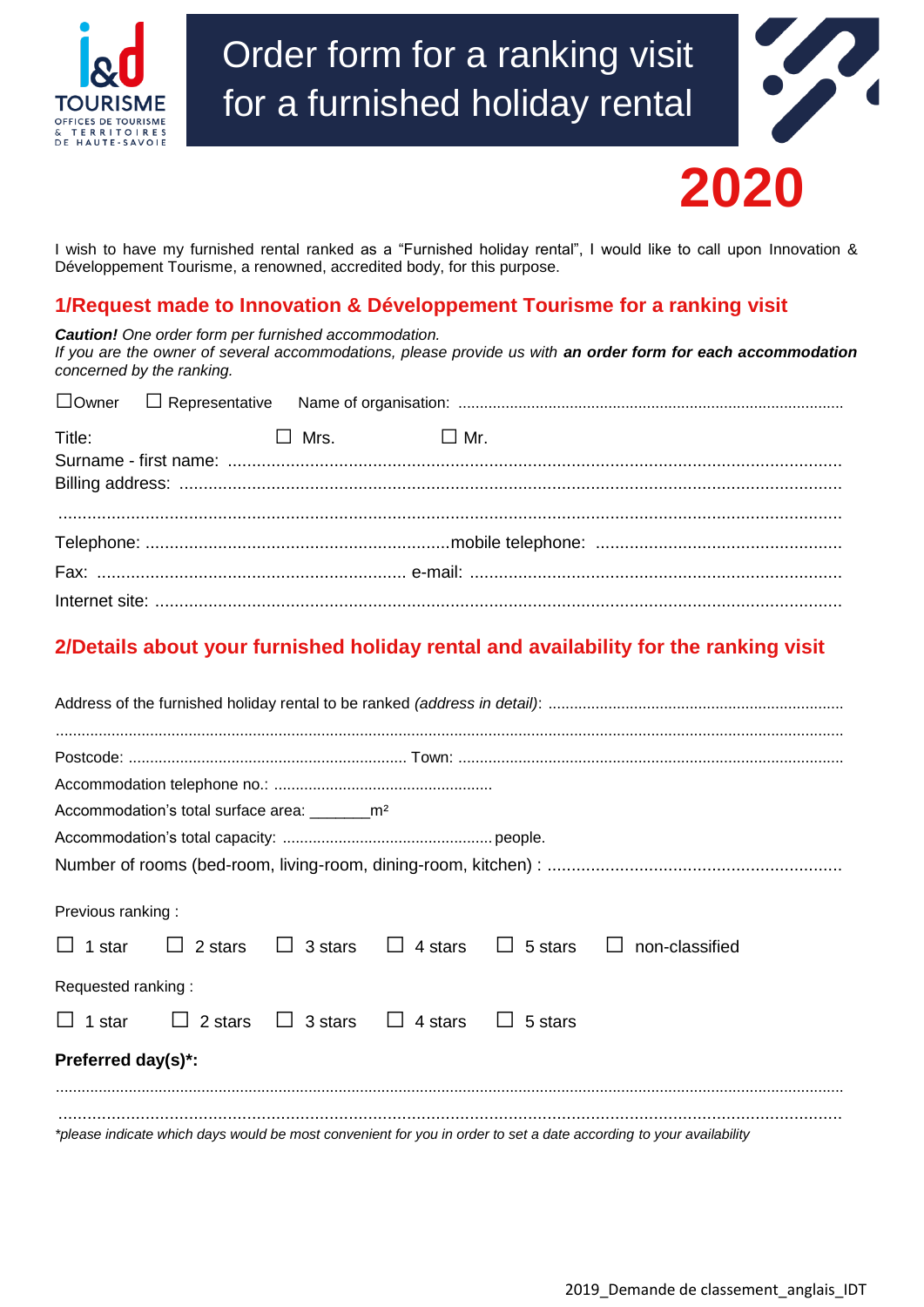i&d TOURISME
OFFICES DE TOURISME & TERRITOIRES DE HAUTE-SAVOIE

# Order form for a ranking visit for a furnished holiday rental

**2020**

I wish to have my furnished rental ranked as a "Furnished holiday rental", I would like to call upon Innovation & Développement Tourisme, a renowned, accredited body, for this purpose.

## 1/Request made to Innovation & Développement Tourisme for a ranking visit

***Caution!*** *One order form per furnished accommodation.*
*If you are the owner of several accommodations, please provide us with* ***an order form for each accommodation*** *concerned by the ranking.*

☐Owner ☐ Representative Name of organisation: ........................................................................................

Title: ☐ Mrs. ☐ Mr.
Surname - first name: ..............................................................................................................
Billing address: ..............................................................................................................

..............................................................................................................

Telephone: ...............................................................mobile telephone: ..................................................
Fax: ................................................................ e-mail: ............................................................................
Internet site: ..............................................................................................................

## 2/Details about your furnished holiday rental and availability for the ranking visit

Address of the furnished holiday rental to be ranked *(address in detail)*: ....................................................................

..............................................................................................................

Postcode: ................................................................ Town: ........................................................................
Accommodation telephone no.: ..................................................
Accommodation's total surface area: _______m²
Accommodation's total capacity: ................................................ people.
Number of rooms (bed-room, living-room, dining-room, kitchen) : .............................................................

Previous ranking :

☐ 1 star ☐ 2 stars ☐ 3 stars ☐ 4 stars ☐ 5 stars ☐ non-classified

Requested ranking :

☐ 1 star ☐ 2 stars ☐ 3 stars ☐ 4 stars ☐ 5 stars

**Preferred day(s)*:**

..............................................................................................................

..............................................................................................................

*\*please indicate which days would be most convenient for you in order to set a date according to your availability*

2019_Demande de classement_anglais_IDT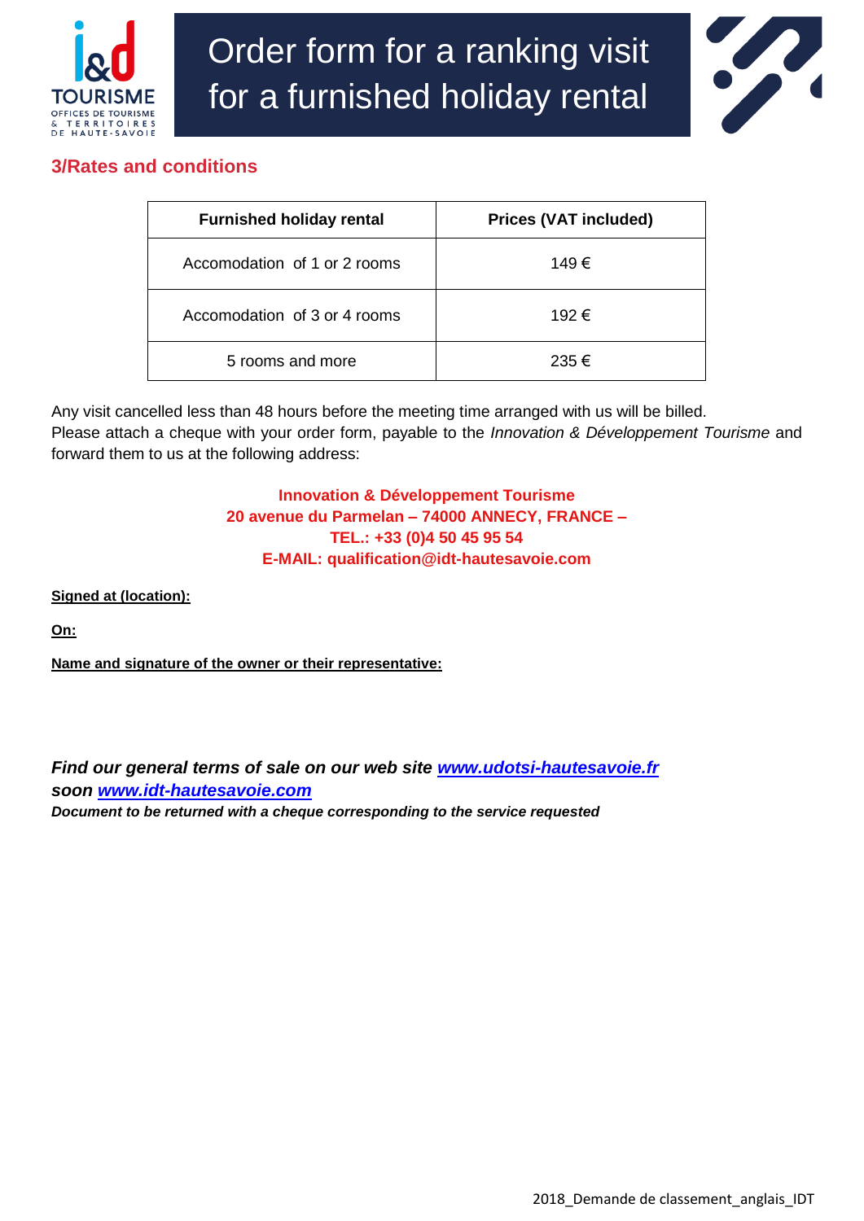# Order form for a ranking visit for a furnished holiday rental

## 3/Rates and conditions

| Furnished holiday rental | Prices (VAT included) |
|---|---|
| Accomodation of 1 or 2 rooms | 149 € |
| Accomodation of 3 or 4 rooms | 192 € |
| 5 rooms and more | 235 € |

Any visit cancelled less than 48 hours before the meeting time arranged with us will be billed.
Please attach a cheque with your order form, payable to the *Innovation & Développement Tourisme* and forward them to us at the following address:

**Innovation & Développement Tourisme**
**20 avenue du Parmelan – 74000 ANNECY, FRANCE –**
**TEL.: +33 (0)4 50 45 95 54**
**E-MAIL: qualification@idt-hautesavoie.com**

**Signed at (location):**

**On:**

**Name and signature of the owner or their representative:**

***Find our general terms of sale on our web site www.udotsi-hautesavoie.fr***
***soon www.idt-hautesavoie.com***
***Document to be returned with a cheque corresponding to the service requested***